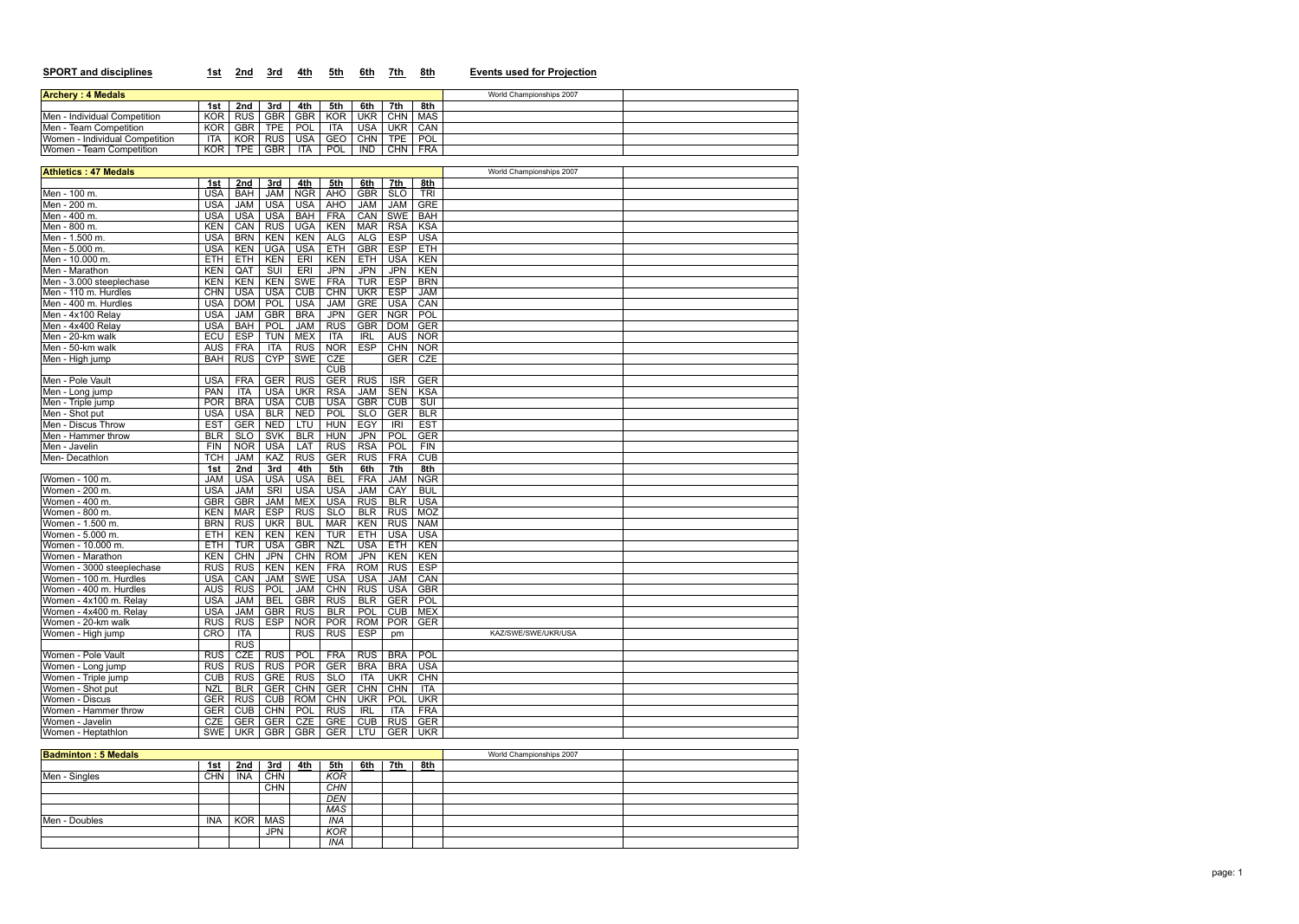| SPORT and disciplines | 1st | 2nd | 3rd | 4th | 5th | 6th | 7th | 8th | Events used for Projection |
|---|---|---|---|---|---|---|---|---|---|
| **Archery : 4 Medals** | | | | | | | | | World Championships 2007 |
| | 1st | 2nd | 3rd | 4th | 5th | 6th | 7th | 8th | |
| Men - Individual Competition | KOR | RUS | GBR | GBR | KOR | UKR | CHN | MAS | |
| Men - Team Competition | KOR | GBR | TPE | POL | ITA | USA | UKR | CAN | |
| Women - Individual Competition | ITA | KOR | RUS | USA | GEO | CHN | TPE | POL | |
| Women - Team Competition | KOR | TPE | GBR | ITA | POL | IND | CHN | FRA | |

| **Athletics : 47 Medals** | | | | | | | | | World Championships 2007 |
|---|---|---|---|---|---|---|---|---|---|
| | 1st | 2nd | 3rd | 4th | 5th | 6th | 7th | 8th | |
| Men - 100 m. | USA | BAH | JAM | NGR | AHO | GBR | SLO | TRI | |
| Men - 200 m. | USA | JAM | USA | USA | AHO | JAM | JAM | GRE | |
| Men - 400 m. | USA | USA | USA | BAH | FRA | CAN | SWE | BAH | |
| Men - 800 m. | KEN | CAN | RUS | UGA | KEN | MAR | RSA | KSA | |
| Men - 1.500 m. | USA | BRN | KEN | KEN | ALG | ALG | ESP | USA | |
| Men - 5.000 m. | USA | KEN | UGA | USA | ETH | GBR | ESP | ETH | |
| Men - 10.000 m. | ETH | ETH | KEN | ERI | KEN | ETH | USA | KEN | |
| Men - Marathon | KEN | QAT | SUI | ERI | JPN | JPN | JPN | KEN | |
| Men - 3.000 steeplechase | KEN | KEN | KEN | SWE | FRA | TUR | ESP | BRN | |
| Men - 110 m. Hurdles | CHN | USA | USA | CUB | CHN | UKR | ESP | JAM | |
| Men - 400 m. Hurdles | USA | DOM | POL | USA | JAM | GRE | USA | CAN | |
| Men - 4x100 Relay | USA | JAM | GBR | BRA | JPN | GER | NGR | POL | |
| Men - 4x400 Relay | USA | BAH | POL | JAM | RUS | GBR | DOM | GER | |
| Men - 20-km walk | ECU | ESP | TUN | MEX | ITA | IRL | AUS | NOR | |
| Men - 50-km walk | AUS | FRA | ITA | RUS | NOR | ESP | CHN | NOR | |
| Men - High jump | BAH | RUS | CYP | SWE | CZE | | GER | CZE | |
| | | | | | CUB | | | | |
| Men - Pole Vault | USA | FRA | GER | RUS | GER | RUS | ISR | GER | |
| Men - Long jump | PAN | ITA | USA | UKR | RSA | JAM | SEN | KSA | |
| Men - Triple jump | POR | BRA | USA | CUB | USA | GBR | CUB | SUI | |
| Men - Shot put | USA | USA | BLR | NED | POL | SLO | GER | BLR | |
| Men - Discus Throw | EST | GER | NED | LTU | HUN | EGY | IRI | EST | |
| Men - Hammer throw | BLR | SLO | SVK | BLR | HUN | JPN | POL | GER | |
| Men - Javelin | FIN | NOR | USA | LAT | RUS | RSA | POL | FIN | |
| Men- Decathlon | TCH | JAM | KAZ | RUS | GER | RUS | FRA | CUB | |
| | 1st | 2nd | 3rd | 4th | 5th | 6th | 7th | 8th | |
| Women - 100 m. | JAM | USA | USA | USA | BEL | FRA | JAM | NGR | |
| Women - 200 m. | USA | JAM | SRI | USA | USA | JAM | CAY | BUL | |
| Women - 400 m. | GBR | GBR | JAM | MEX | USA | RUS | BLR | USA | |
| Women - 800 m. | KEN | MAR | ESP | RUS | SLO | BLR | RUS | MOZ | |
| Women - 1.500 m. | BRN | RUS | UKR | BUL | MAR | KEN | RUS | NAM | |
| Women - 5.000 m. | ETH | KEN | KEN | KEN | TUR | ETH | USA | USA | |
| Women - 10.000 m. | ETH | TUR | USA | GBR | NZL | USA | ETH | KEN | |
| Women - Marathon | KEN | CHN | JPN | CHN | ROM | JPN | KEN | KEN | |
| Women - 3000 steeplechase | RUS | RUS | KEN | KEN | FRA | ROM | RUS | ESP | |
| Women - 100 m. Hurdles | USA | CAN | JAM | SWE | USA | USA | JAM | CAN | |
| Women - 400 m. Hurdles | AUS | RUS | POL | JAM | CHN | RUS | USA | GBR | |
| Women - 4x100 m. Relay | USA | JAM | BEL | GBR | RUS | BLR | GER | POL | |
| Women - 4x400 m. Relay | USA | JAM | GBR | RUS | BLR | POL | CUB | MEX | |
| Women - 20-km walk | RUS | RUS | ESP | NOR | POR | ROM | POR | GER | |
| Women - High jump | CRO | ITA | | RUS | RUS | ESP | pm | | KAZ/SWE/SWE/UKR/USA |
| | | RUS | | | | | | | |
| Women - Pole Vault | RUS | CZE | RUS | POL | FRA | RUS | BRA | POL | |
| Women - Long jump | RUS | RUS | RUS | POR | GER | BRA | BRA | USA | |
| Women - Triple jump | CUB | RUS | GRE | RUS | SLO | ITA | UKR | CHN | |
| Women - Shot put | NZL | BLR | GER | CHN | GER | CHN | CHN | ITA | |
| Women - Discus | GER | RUS | CUB | ROM | CHN | UKR | POL | UKR | |
| Women - Hammer throw | GER | CUB | CHN | POL | RUS | IRL | ITA | FRA | |
| Women - Javelin | CZE | GER | GER | CZE | GRE | CUB | RUS | GER | |
| Women - Heptathlon | SWE | UKR | GBR | GBR | GER | LTU | GER | UKR | |

| **Badminton : 5 Medals** | | | | | | | | | World Championships 2007 |
|---|---|---|---|---|---|---|---|---|---|
| | 1st | 2nd | 3rd | 4th | 5th | 6th | 7th | 8th | |
| Men - Singles | CHN | INA | CHN | | *KOR* | | | | |
| | | | CHN | | *CHN* | | | | |
| | | | | | *DEN* | | | | |
| | | | | | *MAS* | | | | |
| Men - Doubles | INA | KOR | MAS | | *INA* | | | | |
| | | | JPN | | *KOR* | | | | |
| | | | | | *INA* | | | | |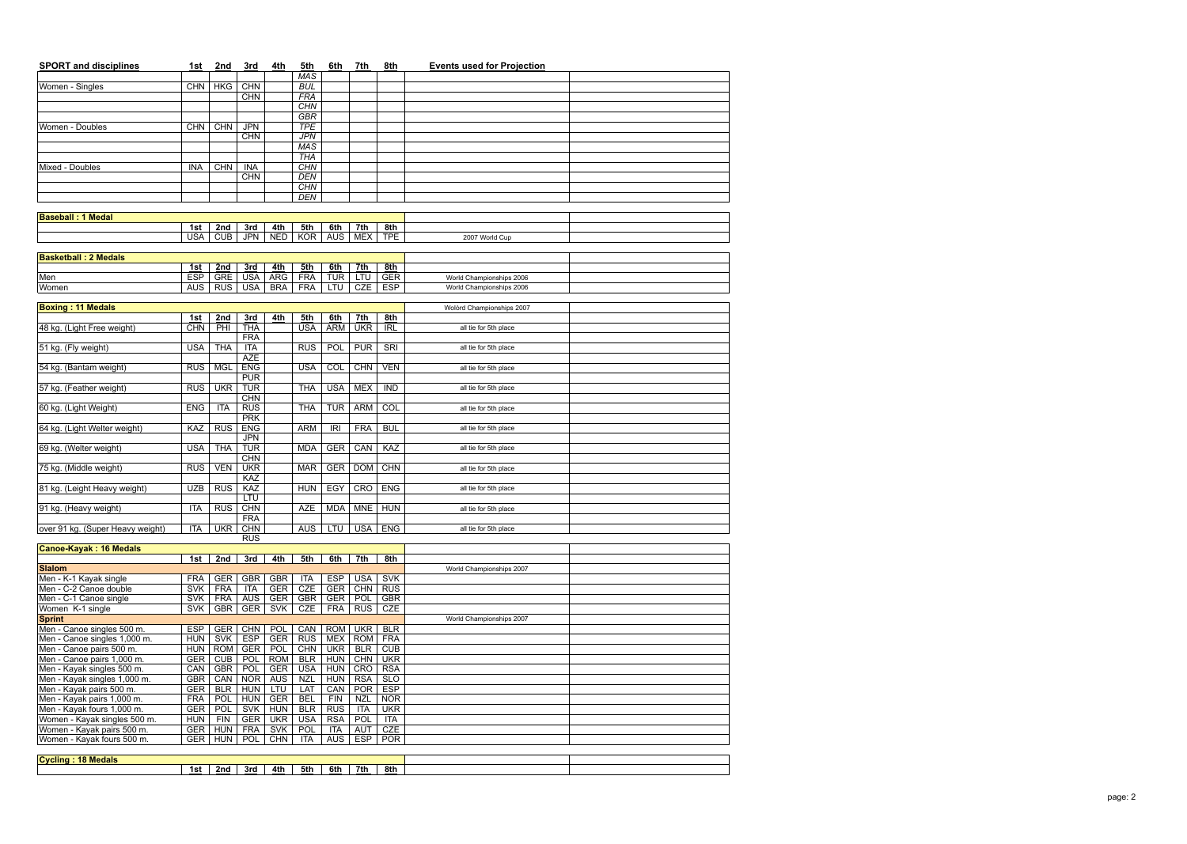| SPORT and disciplines | 1st | 2nd | 3rd | 4th | 5th | 6th | 7th | 8th | Events used for Projection |
|---|---|---|---|---|---|---|---|---|---|
| | | | | | *MAS* | | | | |
| Women - Singles | CHN | HKG | CHN | | *BUL* | | | | |
| | | | CHN | | *FRA* | | | | |
| | | | | | *CHN* | | | | |
| | | | | | *GBR* | | | | |
| Women - Doubles | CHN | CHN | JPN | | *TPE* | | | | |
| | | | CHN | | *JPN* | | | | |
| | | | | | *MAS* | | | | |
| | | | | | *THA* | | | | |
| Mixed - Doubles | INA | CHN | INA | | *CHN* | | | | |
| | | | CHN | | *DEN* | | | | |
| | | | | | *CHN* | | | | |
| | | | | | *DEN* | | | | |

| Baseball : 1 Medal | | | | | | | | | |
|---|---|---|---|---|---|---|---|---|---|
| | 1st | 2nd | 3rd | 4th | 5th | 6th | 7th | 8th | |
| | USA | CUB | JPN | NED | KOR | AUS | MEX | TPE | 2007 World Cup |

| Basketball : 2 Medals | | | | | | | | | |
|---|---|---|---|---|---|---|---|---|---|
| | 1st | 2nd | 3rd | 4th | 5th | 6th | 7th | 8th | |
| Men | ESP | GRE | USA | ARG | FRA | TUR | LTU | GER | World Championships 2006 |
| Women | AUS | RUS | USA | BRA | FRA | LTU | CZE | ESP | World Championships 2006 |

| Boxing : 11 Medals | | | | | | | | | Wolòrd Championships 2007 |
|---|---|---|---|---|---|---|---|---|---|
| | 1st | 2nd | 3rd | 4th | 5th | 6th | 7th | 8th | |
| 48 kg. (Light Free weight) | CHN | PHI | THA | | USA | ARM | UKR | IRL | all tie for 5th place |
| | | | FRA | | | | | | |
| 51 kg. (Fly weight) | USA | THA | ITA | | RUS | POL | PUR | SRI | all tie for 5th place |
| | | | AZE | | | | | | |
| 54 kg. (Bantam weight) | RUS | MGL | ENG | | USA | COL | CHN | VEN | all tie for 5th place |
| | | | PUR | | | | | | |
| 57 kg. (Feather weight) | RUS | UKR | TUR | | THA | USA | MEX | IND | all tie for 5th place |
| | | | CHN | | | | | | |
| 60 kg. (Light Weight) | ENG | ITA | RUS | | THA | TUR | ARM | COL | all tie for 5th place |
| | | | PRK | | | | | | |
| 64 kg. (Light Welter weight) | KAZ | RUS | ENG | | ARM | IRI | FRA | BUL | all tie for 5th place |
| | | | JPN | | | | | | |
| 69 kg. (Welter weight) | USA | THA | TUR | | MDA | GER | CAN | KAZ | all tie for 5th place |
| | | | CHN | | | | | | |
| 75 kg. (Middle weight) | RUS | VEN | UKR | | MAR | GER | DOM | CHN | all tie for 5th place |
| | | | KAZ | | | | | | |
| 81 kg. (Leight Heavy weight) | UZB | RUS | KAZ | | HUN | EGY | CRO | ENG | all tie for 5th place |
| | | | LTU | | | | | | |
| 91 kg. (Heavy weight) | ITA | RUS | CHN | | AZE | MDA | MNE | HUN | all tie for 5th place |
| | | | FRA | | | | | | |
| over 91 kg. (Super Heavy weight) | ITA | UKR | CHN | | AUS | LTU | USA | ENG | all tie for 5th place |
| | | | RUS | | | | | | |

| Canoe-Kayak : 16 Medals | | | | | | | | | |
|---|---|---|---|---|---|---|---|---|---|
| | 1st | 2nd | 3rd | 4th | 5th | 6th | 7th | 8th | |
| **Slalom** | | | | | | | | | World Championships 2007 |
| Men - K-1 Kayak single | FRA | GER | GBR | GBR | ITA | ESP | USA | SVK | |
| Men - C-2 Canoe double | SVK | FRA | ITA | GER | CZE | GER | CHN | RUS | |
| Men - C-1 Canoe single | SVK | FRA | AUS | GER | GBR | GER | POL | GBR | |
| Women K-1 single | SVK | GBR | GER | SVK | CZE | FRA | RUS | CZE | |
| **Sprint** | | | | | | | | | World Championships 2007 |
| Men - Canoe singles 500 m. | ESP | GER | CHN | POL | CAN | ROM | UKR | BLR | |
| Men - Canoe singles 1,000 m. | HUN | SVK | ESP | GER | RUS | MEX | ROM | FRA | |
| Men - Canoe pairs 500 m. | HUN | ROM | GER | POL | CHN | UKR | BLR | CUB | |
| Men - Canoe pairs 1,000 m. | GER | CUB | POL | ROM | BLR | HUN | CHN | UKR | |
| Men - Kayak singles 500 m. | CAN | GBR | POL | GER | USA | HUN | CRO | RSA | |
| Men - Kayak singles 1,000 m. | GBR | CAN | NOR | AUS | NZL | HUN | RSA | SLO | |
| Men - Kayak pairs 500 m. | GER | BLR | HUN | LTU | LAT | CAN | POR | ESP | |
| Men - Kayak pairs 1,000 m. | FRA | POL | HUN | GER | BEL | FIN | NZL | NOR | |
| Men - Kayak fours 1,000 m. | GER | POL | SVK | HUN | BLR | RUS | ITA | UKR | |
| Women - Kayak singles 500 m. | HUN | FIN | GER | UKR | USA | RSA | POL | ITA | |
| Women - Kayak pairs 500 m. | GER | HUN | FRA | SVK | POL | ITA | AUT | CZE | |
| Women - Kayak fours 500 m. | GER | HUN | POL | CHN | ITA | AUS | ESP | POR | |

| Cycling : 18 Medals | | | | | | | | | |
|---|---|---|---|---|---|---|---|---|---|
| | 1st | 2nd | 3rd | 4th | 5th | 6th | 7th | 8th | |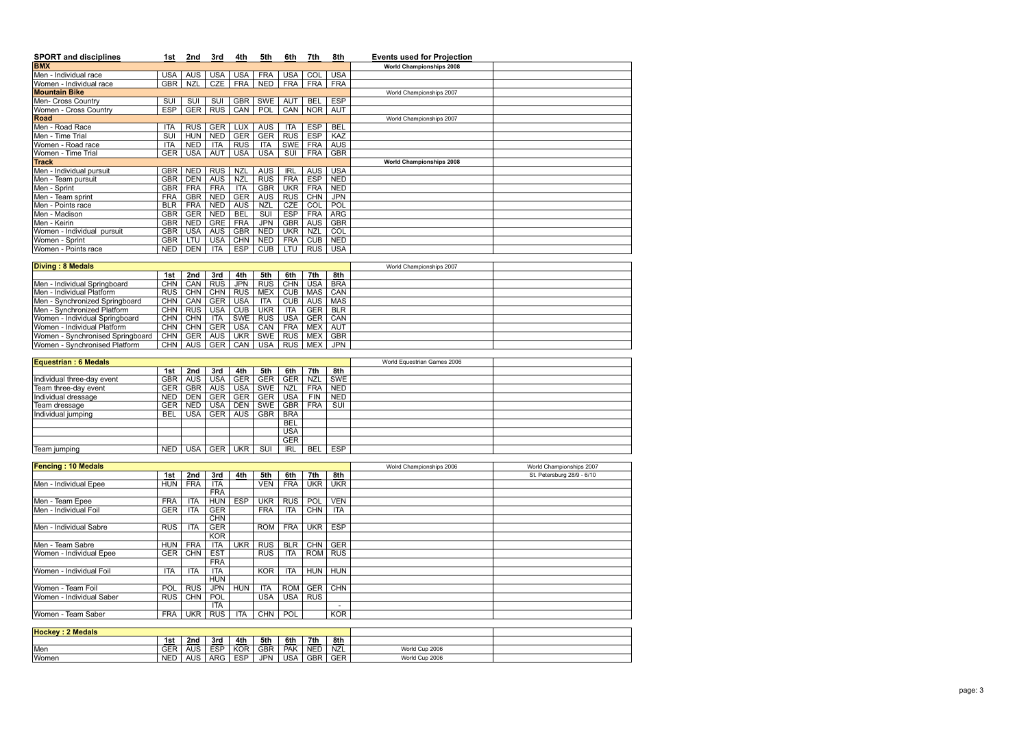| SPORT and disciplines | 1st | 2nd | 3rd | 4th | 5th | 6th | 7th | 8th | Events used for Projection | |
|---|---|---|---|---|---|---|---|---|---|---|
| **BMX** | | | | | | | | | **World Championships 2008** | |
| Men - Individual race | USA | AUS | USA | USA | FRA | USA | COL | USA | | |
| Women - Individual race | GBR | NZL | CZE | FRA | NED | FRA | FRA | FRA | | |
| **Mountain Bike** | | | | | | | | | World Championships 2007 | |
| Men- Cross Country | SUI | SUI | SUI | GBR | SWE | AUT | BEL | ESP | | |
| Women - Cross Country | ESP | GER | RUS | CAN | POL | CAN | NOR | AUT | | |
| **Road** | | | | | | | | | World Championships 2007 | |
| Men - Road Race | ITA | RUS | GER | LUX | AUS | ITA | ESP | BEL | | |
| Men - Time Trial | SUI | HUN | NED | GER | GER | RUS | ESP | KAZ | | |
| Women - Road race | ITA | NED | ITA | RUS | ITA | SWE | FRA | AUS | | |
| Women - Time Trial | GER | USA | AUT | USA | USA | SUI | FRA | GBR | | |
| **Track** | | | | | | | | | **World Championships 2008** | |
| Men - Individual pursuit | GBR | NED | RUS | NZL | AUS | IRL | AUS | USA | | |
| Men - Team pursuit | GBR | DEN | AUS | NZL | RUS | FRA | ESP | NED | | |
| Men - Sprint | GBR | FRA | FRA | ITA | GBR | UKR | FRA | NED | | |
| Men - Team sprint | FRA | GBR | NED | GER | AUS | RUS | CHN | JPN | | |
| Men - Points race | BLR | FRA | NED | AUS | NZL | CZE | COL | POL | | |
| Men - Madison | GBR | GER | NED | BEL | SUI | ESP | FRA | ARG | | |
| Men - Keirin | GBR | NED | GRE | FRA | JPN | GBR | AUS | GBR | | |
| Women - Individual pursuit | GBR | USA | AUS | GBR | NED | UKR | NZL | COL | | |
| Women - Sprint | GBR | LTU | USA | CHN | NED | FRA | CUB | NED | | |
| Women - Points race | NED | DEN | ITA | ESP | CUB | LTU | RUS | USA | | |

| **Diving : 8 Medals** | | | | | | | | | World Championships 2007 | |
|---|---|---|---|---|---|---|---|---|---|---|
| | 1st | 2nd | 3rd | 4th | 5th | 6th | 7th | 8th | | |
| Men - Individual Springboard | CHN | CAN | RUS | JPN | RUS | CHN | USA | BRA | | |
| Men - Individual Platform | RUS | CHN | CHN | RUS | MEX | CUB | MAS | CAN | | |
| Men - Synchronized Springboard | CHN | CAN | GER | USA | ITA | CUB | AUS | MAS | | |
| Men - Synchronized Platform | CHN | RUS | USA | CUB | UKR | ITA | GER | BLR | | |
| Women - Individual Springboard | CHN | CHN | ITA | SWE | RUS | USA | GER | CAN | | |
| Women - Individual Platform | CHN | CHN | GER | USA | CAN | FRA | MEX | AUT | | |
| Women - Synchronised Springboard | CHN | GER | AUS | UKR | SWE | RUS | MEX | GBR | | |
| Women - Synchronised Platform | CHN | AUS | GER | CAN | USA | RUS | MEX | JPN | | |

| **Equestrian : 6 Medals** | | | | | | | | | World Equestrian Games 2006 | |
|---|---|---|---|---|---|---|---|---|---|---|
| | 1st | 2nd | 3rd | 4th | 5th | 6th | 7th | 8th | | |
| Individual three-day event | GBR | AUS | USA | GER | GER | GER | NZL | SWE | | |
| Team three-day event | GER | GBR | AUS | USA | SWE | NZL | FRA | NED | | |
| Individual dressage | NED | DEN | GER | GER | GER | USA | FIN | NED | | |
| Team dressage | GER | NED | USA | DEN | SWE | GBR | FRA | SUI | | |
| Individual jumping | BEL | USA | GER | AUS | GBR | BRA | | | | |
| | | | | | | BEL | | | | |
| | | | | | | USA | | | | |
| | | | | | | GER | | | | |
| Team jumping | NED | USA | GER | UKR | SUI | IRL | BEL | ESP | | |

| **Fencing : 10 Medals** | | | | | | | | | Wolrd Championships 2006 | World Championships 2007 |
|---|---|---|---|---|---|---|---|---|---|---|
| | 1st | 2nd | 3rd | 4th | 5th | 6th | 7th | 8th | | St. Petersburg 28/9 - 6/10 |
| Men - Individual Epee | HUN | FRA | ITA | | VEN | FRA | UKR | UKR | | |
| | | | FRA | | | | | | | |
| Men - Team Epee | FRA | ITA | HUN | ESP | UKR | RUS | POL | VEN | | |
| Men - Individual Foil | GER | ITA | GER | | FRA | ITA | CHN | ITA | | |
| | | | CHN | | | | | | | |
| Men - Individual Sabre | RUS | ITA | GER | | ROM | FRA | UKR | ESP | | |
| | | | KOR | | | | | | | |
| Men - Team Sabre | HUN | FRA | ITA | UKR | RUS | BLR | CHN | GER | | |
| Women - Individual Epee | GER | CHN | EST | | RUS | ITA | ROM | RUS | | |
| | | | FRA | | | | | | | |
| Women - Individual Foil | ITA | ITA | ITA | | KOR | ITA | HUN | HUN | | |
| | | | HUN | | | | | | | |
| Women - Team Foil | POL | RUS | JPN | HUN | ITA | ROM | GER | CHN | | |
| Women - Individual Saber | RUS | CHN | POL | | USA | USA | RUS | | | |
| | | | ITA | | | | | - | | |
| Women - Team Saber | FRA | UKR | RUS | ITA | CHN | POL | | KOR | | |

| **Hockey : 2 Medals** | | | | | | | | | | |
|---|---|---|---|---|---|---|---|---|---|---|
| | 1st | 2nd | 3rd | 4th | 5th | 6th | 7th | 8th | | |
| Men | GER | AUS | ESP | KOR | GBR | PAK | NED | NZL | World Cup 2006 | |
| Women | NED | AUS | ARG | ESP | JPN | USA | GBR | GER | World Cup 2006 | |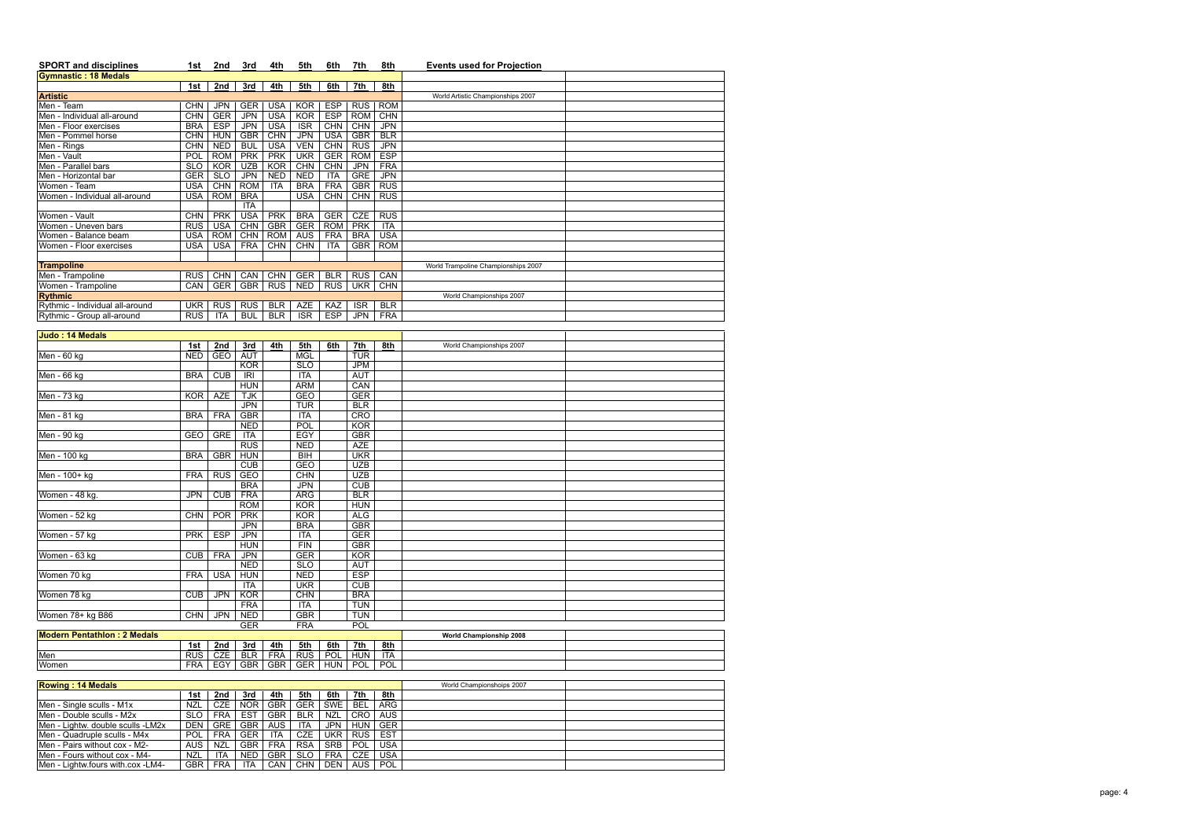| SPORT and disciplines | 1st | 2nd | 3rd | 4th | 5th | 6th | 7th | 8th | Events used for Projection |
|---|---|---|---|---|---|---|---|---|---|
| **Gymnastic : 18 Medals** | | | | | | | | | |
| | 1st | 2nd | 3rd | 4th | 5th | 6th | 7th | 8th | |
| **Artistic** | | | | | | | | | World Artistic Championships 2007 |
| Men - Team | CHN | JPN | GER | USA | KOR | ESP | RUS | ROM | |
| Men - Individual all-around | CHN | GER | JPN | USA | KOR | ESP | ROM | CHN | |
| Men - Floor exercises | BRA | ESP | JPN | USA | ISR | CHN | CHN | JPN | |
| Men - Pommel horse | CHN | HUN | GBR | CHN | JPN | USA | GBR | BLR | |
| Men - Rings | CHN | NED | BUL | USA | VEN | CHN | RUS | JPN | |
| Men - Vault | POL | ROM | PRK | PRK | UKR | GER | ROM | ESP | |
| Men - Parallel bars | SLO | KOR | UZB | KOR | CHN | CHN | JPN | FRA | |
| Men - Horizontal bar | GER | SLO | JPN | NED | NED | ITA | GRE | JPN | |
| Women - Team | USA | CHN | ROM | ITA | BRA | FRA | GBR | RUS | |
| Women - Individual all-around | USA | ROM | BRA | | USA | CHN | CHN | RUS | |
| | | | ITA | | | | | | |
| Women - Vault | CHN | PRK | USA | PRK | BRA | GER | CZE | RUS | |
| Women - Uneven bars | RUS | USA | CHN | GBR | GER | ROM | PRK | ITA | |
| Women - Balance beam | USA | ROM | CHN | ROM | AUS | FRA | BRA | USA | |
| Women - Floor exercises | USA | USA | FRA | CHN | CHN | ITA | GBR | ROM | |
| | | | | | | | | | |
| **Trampoline** | | | | | | | | | World Trampoline Championships 2007 |
| Men - Trampoline | RUS | CHN | CAN | CHN | GER | BLR | RUS | CAN | |
| Women - Trampoline | CAN | GER | GBR | RUS | NED | RUS | UKR | CHN | |
| **Rythmic** | | | | | | | | | World Championships 2007 |
| Rythmic - Individual all-around | UKR | RUS | RUS | BLR | AZE | KAZ | ISR | BLR | |
| Rythmic - Group all-around | RUS | ITA | BUL | BLR | ISR | ESP | JPN | FRA | |

| Judo : 14 Medals | 1st | 2nd | 3rd | 4th | 5th | 6th | 7th | 8th | World Championships 2007 |
|---|---|---|---|---|---|---|---|---|---|
| Men - 60 kg | NED | GEO | AUT | | MGL | | TUR | | |
| | | | KOR | | SLO | | JPM | | |
| Men - 66 kg | BRA | CUB | IRI | | ITA | | AUT | | |
| | | | HUN | | ARM | | CAN | | |
| Men - 73 kg | KOR | AZE | TJK | | GEO | | GER | | |
| | | | JPN | | TUR | | BLR | | |
| Men - 81 kg | BRA | FRA | GBR | | ITA | | CRO | | |
| | | | NED | | POL | | KOR | | |
| Men - 90 kg | GEO | GRE | ITA | | EGY | | GBR | | |
| | | | RUS | | NED | | AZE | | |
| Men - 100 kg | BRA | GBR | HUN | | BIH | | UKR | | |
| | | | CUB | | GEO | | UZB | | |
| Men - 100+ kg | FRA | RUS | GEO | | CHN | | UZB | | |
| | | | BRA | | JPN | | CUB | | |
| Women - 48 kg. | JPN | CUB | FRA | | ARG | | BLR | | |
| | | | ROM | | KOR | | HUN | | |
| Women - 52 kg | CHN | POR | PRK | | KOR | | ALG | | |
| | | | JPN | | BRA | | GBR | | |
| Women - 57 kg | PRK | ESP | JPN | | ITA | | GER | | |
| | | | HUN | | FIN | | GBR | | |
| Women - 63 kg | CUB | FRA | JPN | | GER | | KOR | | |
| | | | NED | | SLO | | AUT | | |
| Women 70 kg | FRA | USA | HUN | | NED | | ESP | | |
| | | | ITA | | UKR | | CUB | | |
| Women 78 kg | CUB | JPN | KOR | | CHN | | BRA | | |
| | | | FRA | | ITA | | TUN | | |
| Women 78+ kg B86 | CHN | JPN | NED | | GBR | | TUN | | |
| | | | GER | | FRA | | POL | | |

| Modern Pentathlon : 2 Medals | 1st | 2nd | 3rd | 4th | 5th | 6th | 7th | 8th | World Championship 2008 |
|---|---|---|---|---|---|---|---|---|---|
| Men | RUS | CZE | BLR | FRA | RUS | POL | HUN | ITA | |
| Women | FRA | EGY | GBR | GBR | GER | HUN | POL | POL | |

| Rowing : 14 Medals | 1st | 2nd | 3rd | 4th | 5th | 6th | 7th | 8th | World Championshoips 2007 |
|---|---|---|---|---|---|---|---|---|---|
| Men - Single sculls - M1x | NZL | CZE | NOR | GBR | GER | SWE | BEL | ARG | |
| Men - Double sculls - M2x | SLO | FRA | EST | GBR | BLR | NZL | CRO | AUS | |
| Men - Lightw. double sculls -LM2x | DEN | GRE | GBR | AUS | ITA | JPN | HUN | GER | |
| Men - Quadruple sculls - M4x | POL | FRA | GER | ITA | CZE | UKR | RUS | EST | |
| Men - Pairs without cox - M2- | AUS | NZL | GBR | FRA | RSA | SRB | POL | USA | |
| Men - Fours without cox - M4- | NZL | ITA | NED | GBR | SLO | FRA | CZE | USA | |
| Men - Lightw.fours with.cox -LM4- | GBR | FRA | ITA | CAN | CHN | DEN | AUS | POL | |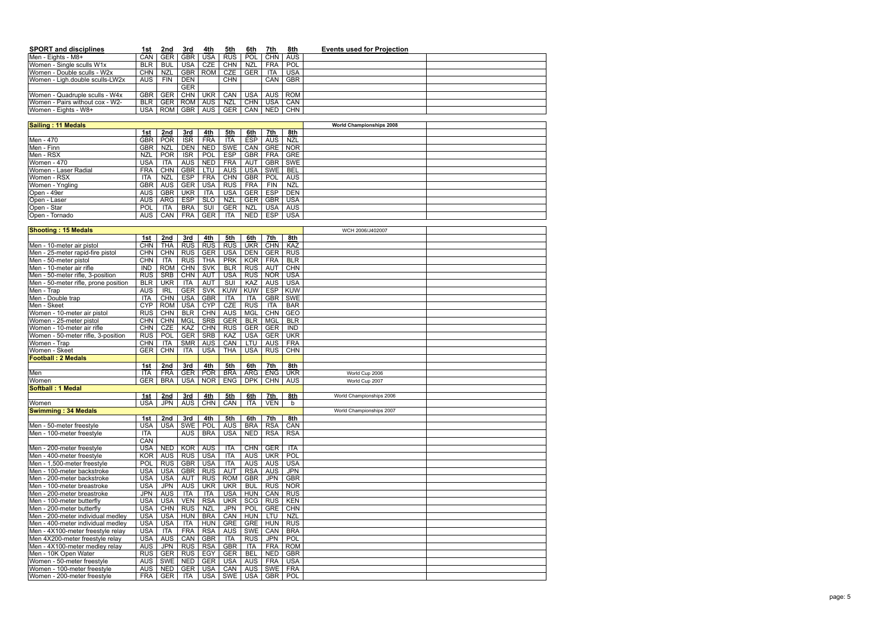| SPORT and disciplines | 1st | 2nd | 3rd | 4th | 5th | 6th | 7th | 8th | Events used for Projection | |
|---|---|---|---|---|---|---|---|---|---|---|
| Men - Eights - M8+ | CAN | GER | GBR | USA | RUS | POL | CHN | AUS | | |
| Women - Single sculls W1x | BLR | BUL | USA | CZE | CHN | NZL | FRA | POL | | |
| Women - Double sculls - W2x | CHN | NZL | GBR | ROM | CZE | GER | ITA | USA | | |
| Women - Ligh.double sculls-LW2x | AUS | FIN | DEN | | CHN | | CAN | GBR | | |
| | | | GER | | | | | | | |
| Women - Quadruple sculls - W4x | GBR | GER | CHN | UKR | CAN | USA | AUS | ROM | | |
| Women - Pairs without cox - W2- | BLR | GER | ROM | AUS | NZL | CHN | USA | CAN | | |
| Women - Eights - W8+ | USA | ROM | GBR | AUS | GER | CAN | NED | CHN | | |

| Sailing : 11 Medals | | | | | | | | | World Championships 2008 | |
|---|---|---|---|---|---|---|---|---|---|---|
| | 1st | 2nd | 3rd | 4th | 5th | 6th | 7th | 8th | | |
| Men - 470 | GBR | POR | ISR | FRA | ITA | ESP | AUS | NZL | | |
| Men - Finn | GBR | NZL | DEN | NED | SWE | CAN | GRE | NOR | | |
| Men - RSX | NZL | POR | ISR | POL | ESP | GBR | FRA | GRE | | |
| Women - 470 | USA | ITA | AUS | NED | FRA | AUT | GBR | SWE | | |
| Women - Laser Radial | FRA | CHN | GBR | LTU | AUS | USA | SWE | BEL | | |
| Women - RSX | ITA | NZL | ESP | FRA | CHN | GBR | POL | AUS | | |
| Women - Yngling | GBR | AUS | GER | USA | RUS | FRA | FIN | NZL | | |
| Open - 49er | AUS | GBR | UKR | ITA | USA | GER | ESP | DEN | | |
| Open - Laser | AUS | ARG | ESP | SLO | NZL | GER | GBR | USA | | |
| Open - Star | POL | ITA | BRA | SUI | GER | NZL | USA | AUS | | |
| Open - Tornado | AUS | CAN | FRA | GER | ITA | NED | ESP | USA | | |

| Shooting : 15 Medals | | | | | | | | | WCH 2006/J402007 | |
|---|---|---|---|---|---|---|---|---|---|---|
| | 1st | 2nd | 3rd | 4th | 5th | 6th | 7th | 8th | | |
| Men - 10-meter air pistol | CHN | THA | RUS | RUS | RUS | UKR | CHN | KAZ | | |
| Men - 25-meter rapid-fire pistol | CHN | CHN | RUS | GER | USA | DEN | GER | RUS | | |
| Men - 50-meter pistol | CHN | ITA | RUS | THA | PRK | KOR | FRA | BLR | | |
| Men - 10-meter air rifle | IND | ROM | CHN | SVK | BLR | RUS | AUT | CHN | | |
| Men - 50-meter rifle, 3-position | RUS | SRB | CHN | AUT | USA | RUS | NOR | USA | | |
| Men - 50-meter rifle, prone position | BLR | UKR | ITA | AUT | SUI | KAZ | AUS | USA | | |
| Men - Trap | AUS | IRL | GER | SVK | KUW | KUW | ESP | KUW | | |
| Men - Double trap | ITA | CHN | USA | GBR | ITA | ITA | GBR | SWE | | |
| Men - Skeet | CYP | ROM | USA | CYP | CZE | RUS | ITA | BAR | | |
| Women - 10-meter air pistol | RUS | CHN | BLR | CHN | AUS | MGL | CHN | GEO | | |
| Women - 25-meter pistol | CHN | CHN | MGL | SRB | GER | BLR | MGL | BLR | | |
| Women - 10-meter air rifle | CHN | CZE | KAZ | CHN | RUS | GER | GER | IND | | |
| Women - 50-meter rifle, 3-position | RUS | POL | GER | SRB | KAZ | USA | GER | UKR | | |
| Women - Trap | CHN | ITA | SMR | AUS | CAN | LTU | AUS | FRA | | |
| Women - Skeet | GER | CHN | ITA | USA | THA | USA | RUS | CHN | | |
| **Football : 2 Medals** | | | | | | | | | | |
| | 1st | 2nd | 3rd | 4th | 5th | 6th | 7th | 8th | | |
| Men | ITA | FRA | GER | POR | BRA | ARG | ENG | UKR | World Cup 2006 | |
| Women | GER | BRA | USA | NOR | ENG | DPK | CHN | AUS | World Cup 2007 | |
| **Softball : 1 Medal** | | | | | | | | | | |
| | 1st | 2nd | 3rd | 4th | 5th | 6th | 7th | 8th | World Championships 2006 | |
| Women | USA | JPN | AUS | CHN | CAN | ITA | VEN | b | | |
| **Swimming : 34 Medals** | | | | | | | | | World Championships 2007 | |
| | 1st | 2nd | 3rd | 4th | 5th | 6th | 7th | 8th | | |
| Men - 50-meter freestyle | USA | USA | SWE | POL | AUS | BRA | RSA | CAN | | |
| Men - 100-meter freestyle | ITA | | AUS | BRA | USA | NED | RSA | RSA | | |
| | CAN | | | | | | | | | |
| Men - 200-meter freestyle | USA | NED | KOR | AUS | ITA | CHN | GER | ITA | | |
| Men - 400-meter freestyle | KOR | AUS | RUS | USA | ITA | AUS | UKR | POL | | |
| Men - 1,500-meter freestyle | POL | RUS | GBR | USA | ITA | AUS | AUS | USA | | |
| Men - 100-meter backstroke | USA | USA | GBR | RUS | AUT | RSA | AUS | JPN | | |
| Men - 200-meter backstroke | USA | USA | AUT | RUS | ROM | GBR | JPN | GBR | | |
| Men - 100-meter breastroke | USA | JPN | AUS | UKR | UKR | BUL | RUS | NOR | | |
| Men - 200-meter breastroke | JPN | AUS | ITA | ITA | USA | HUN | CAN | RUS | | |
| Men - 100-meter butterfly | USA | USA | VEN | RSA | UKR | SCG | RUS | KEN | | |
| Men - 200-meter butterfly | USA | CHN | RUS | NZL | JPN | POL | GRE | CHN | | |
| Men - 200-meter individual medley | USA | USA | HUN | BRA | CAN | HUN | LTU | NZL | | |
| Men - 400-meter individual medley | USA | USA | ITA | HUN | GRE | GRE | HUN | RUS | | |
| Men - 4X100-meter freestyle relay | USA | ITA | FRA | RSA | AUS | SWE | CAN | BRA | | |
| Men 4X200-meter freestyle relay | USA | AUS | CAN | GBR | ITA | RUS | JPN | POL | | |
| Men - 4X100-meter medley relay | AUS | JPN | RUS | RSA | GBR | ITA | FRA | ROM | | |
| Men - 10K Open Water | RUS | GER | RUS | EGY | GER | BEL | NED | GBR | | |
| Women - 50-meter freestyle | AUS | SWE | NED | GER | USA | AUS | FRA | USA | | |
| Women - 100-meter freestyle | AUS | NED | GER | USA | CAN | AUS | SWE | FRA | | |
| Women - 200-meter freestyle | FRA | GER | ITA | USA | SWE | USA | GBR | POL | | |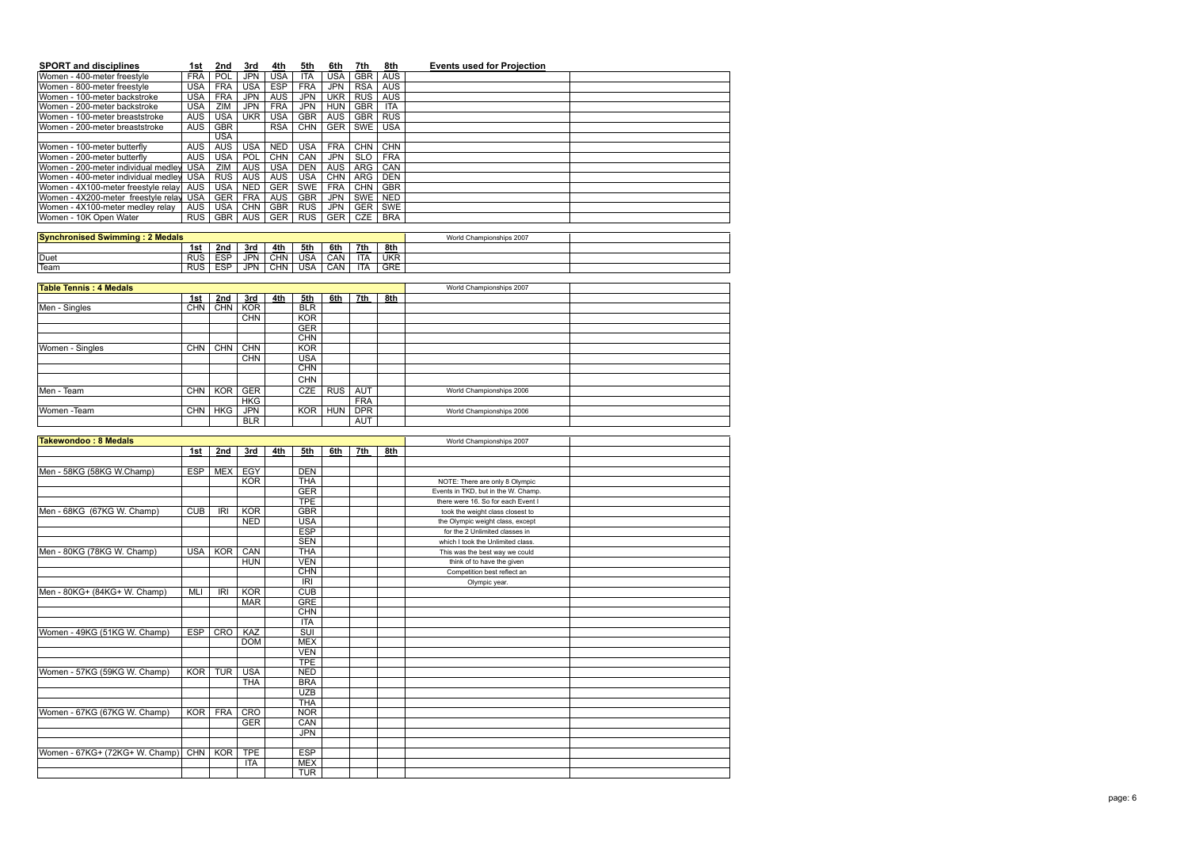| SPORT and disciplines | 1st | 2nd | 3rd | 4th | 5th | 6th | 7th | 8th | Events used for Projection |
|---|---|---|---|---|---|---|---|---|---|
| Women - 400-meter freestyle | FRA | POL | JPN | USA | ITA | USA | GBR | AUS | |
| Women - 800-meter freestyle | USA | FRA | USA | ESP | FRA | JPN | RSA | AUS | |
| Women - 100-meter backstroke | USA | FRA | JPN | AUS | JPN | UKR | RUS | AUS | |
| Women - 200-meter backstroke | USA | ZIM | JPN | FRA | JPN | HUN | GBR | ITA | |
| Women - 100-meter breaststroke | AUS | USA | UKR | USA | GBR | AUS | GBR | RUS | |
| Women - 200-meter breaststroke | AUS | GBR | | RSA | CHN | GER | SWE | USA | |
| | | USA | | | | | | | |
| Women - 100-meter butterfly | AUS | AUS | USA | NED | USA | FRA | CHN | CHN | |
| Women - 200-meter butterfly | AUS | USA | POL | CHN | CAN | JPN | SLO | FRA | |
| Women - 200-meter individual medley | USA | ZIM | AUS | USA | DEN | AUS | ARG | CAN | |
| Women - 400-meter individual medley | USA | RUS | AUS | AUS | USA | CHN | ARG | DEN | |
| Women - 4X100-meter freestyle relay | AUS | USA | NED | GER | SWE | FRA | CHN | GBR | |
| Women - 4X200-meter freestyle relay | USA | GER | FRA | AUS | GBR | JPN | SWE | NED | |
| Women - 4X100-meter medley relay | AUS | USA | CHN | GBR | RUS | JPN | GER | SWE | |
| Women - 10K Open Water | RUS | GBR | AUS | GER | RUS | GER | CZE | BRA | |

| Synchronised Swimming : 2 Medals | | | | | | | | | World Championships 2007 |
|---|---|---|---|---|---|---|---|---|---|
| | 1st | 2nd | 3rd | 4th | 5th | 6th | 7th | 8th | |
| Duet | RUS | ESP | JPN | CHN | USA | CAN | ITA | UKR | |
| Team | RUS | ESP | JPN | CHN | USA | CAN | ITA | GRE | |

| Table Tennis : 4 Medals | | | | | | | | | World Championships 2007 |
|---|---|---|---|---|---|---|---|---|---|
| | 1st | 2nd | 3rd | 4th | 5th | 6th | 7th | 8th | |
| Men - Singles | CHN | CHN | KOR | | BLR | | | | |
| | | | CHN | | KOR | | | | |
| | | | | | GER | | | | |
| | | | | | CHN | | | | |
| Women - Singles | CHN | CHN | CHN | | KOR | | | | |
| | | | CHN | | USA | | | | |
| | | | | | CHN | | | | |
| | | | | | CHN | | | | |
| Men - Team | CHN | KOR | GER | | CZE | RUS | AUT | | World Championships 2006 |
| | | | HKG | | | | FRA | | |
| Women -Team | CHN | HKG | JPN | | KOR | HUN | DPR | | World Championships 2006 |
| | | | BLR | | | | AUT | | |

| Takewondoo : 8 Medals | | | | | | | | | World Championships 2007 |
|---|---|---|---|---|---|---|---|---|---|
| | 1st | 2nd | 3rd | 4th | 5th | 6th | 7th | 8th | |
| | | | | | | | | | |
| Men - 58KG (58KG W.Champ) | ESP | MEX | EGY | | DEN | | | | |
| | | | KOR | | THA | | | | NOTE: There are only 8 Olympic |
| | | | | | GER | | | | Events in TKD, but in the W. Champ. |
| | | | | | TPE | | | | there were 16. So for each Event I |
| Men - 68KG (67KG W. Champ) | CUB | IRI | KOR | | GBR | | | | took the weight class closest to |
| | | | NED | | USA | | | | the Olympic weight class, except |
| | | | | | ESP | | | | for the 2 Unlimited classes in |
| | | | | | SEN | | | | which I took the Unlimited class. |
| Men - 80KG (78KG W. Champ) | USA | KOR | CAN | | THA | | | | This was the best way we could |
| | | | HUN | | VEN | | | | think of to have the given |
| | | | | | CHN | | | | Competition best reflect an |
| | | | | | IRI | | | | Olympic year. |
| Men - 80KG+ (84KG+ W. Champ) | MLI | IRI | KOR | | CUB | | | | |
| | | | MAR | | GRE | | | | |
| | | | | | CHN | | | | |
| | | | | | ITA | | | | |
| Women - 49KG (51KG W. Champ) | ESP | CRO | KAZ | | SUI | | | | |
| | | | DOM | | MEX | | | | |
| | | | | | VEN | | | | |
| | | | | | TPE | | | | |
| Women - 57KG (59KG W. Champ) | KOR | TUR | USA | | NED | | | | |
| | | | THA | | BRA | | | | |
| | | | | | UZB | | | | |
| | | | | | THA | | | | |
| Women - 67KG (67KG W. Champ) | KOR | FRA | CRO | | NOR | | | | |
| | | | GER | | CAN | | | | |
| | | | | | JPN | | | | |
| | | | | | | | | | |
| Women - 67KG+ (72KG+ W. Champ) | CHN | KOR | TPE | | ESP | | | | |
| | | | ITA | | MEX | | | | |
| | | | | | TUR | | | | |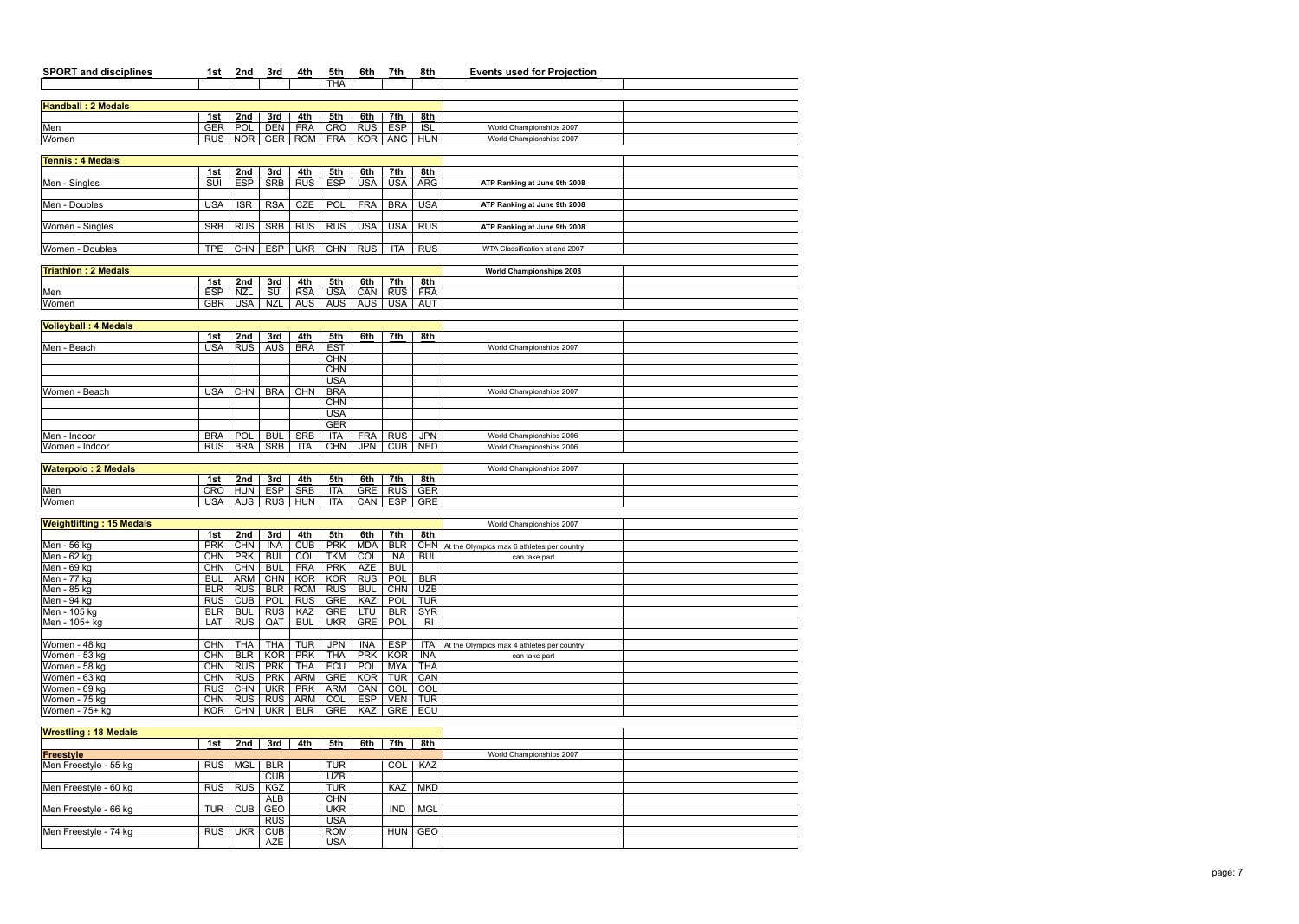| SPORT and disciplines | 1st | 2nd | 3rd | 4th | 5th | 6th | 7th | 8th | Events used for Projection |
|---|---|---|---|---|---|---|---|---|---|
| | | | | | THA | | | | |

| **Handball : 2 Medals** | | | | | | | | | |
|---|---|---|---|---|---|---|---|---|---|
| | 1st | 2nd | 3rd | 4th | 5th | 6th | 7th | 8th | |
| Men | GER | POL | DEN | FRA | CRO | RUS | ESP | ISL | World Championships 2007 |
| Women | RUS | NOR | GER | ROM | FRA | KOR | ANG | HUN | World Championships 2007 |

| **Tennis : 4 Medals** | | | | | | | | | |
|---|---|---|---|---|---|---|---|---|---|
| | 1st | 2nd | 3rd | 4th | 5th | 6th | 7th | 8th | |
| Men - Singles | SUI | ESP | SRB | RUS | ESP | USA | USA | ARG | **ATP Ranking at June 9th 2008** |
| Men - Doubles | USA | ISR | RSA | CZE | POL | FRA | BRA | USA | **ATP Ranking at June 9th 2008** |
| Women - Singles | SRB | RUS | SRB | RUS | RUS | USA | USA | RUS | **ATP Ranking at June 9th 2008** |
| Women - Doubles | TPE | CHN | ESP | UKR | CHN | RUS | ITA | RUS | WTA Classification at end 2007 |

| **Triathlon : 2 Medals** | | | | | | | | | **World Championships 2008** |
|---|---|---|---|---|---|---|---|---|---|
| | 1st | 2nd | 3rd | 4th | 5th | 6th | 7th | 8th | |
| Men | ESP | NZL | SUI | RSA | USA | CAN | RUS | FRA | |
| Women | GBR | USA | NZL | AUS | AUS | AUS | USA | AUT | |

| **Volleyball : 4 Medals** | | | | | | | | | |
|---|---|---|---|---|---|---|---|---|---|
| | 1st | 2nd | 3rd | 4th | 5th | 6th | 7th | 8th | |
| Men - Beach | USA | RUS | AUS | BRA | EST | | | | World Championships 2007 |
| | | | | | CHN | | | | |
| | | | | | CHN | | | | |
| | | | | | USA | | | | |
| Women - Beach | USA | CHN | BRA | CHN | BRA | | | | World Championships 2007 |
| | | | | | CHN | | | | |
| | | | | | USA | | | | |
| | | | | | GER | | | | |
| Men - Indoor | BRA | POL | BUL | SRB | ITA | FRA | RUS | JPN | World Championships 2006 |
| Women - Indoor | RUS | BRA | SRB | ITA | CHN | JPN | CUB | NED | World Championships 2006 |

| **Waterpolo : 2 Medals** | | | | | | | | | World Championships 2007 |
|---|---|---|---|---|---|---|---|---|---|
| | 1st | 2nd | 3rd | 4th | 5th | 6th | 7th | 8th | |
| Men | CRO | HUN | ESP | SRB | ITA | GRE | RUS | GER | |
| Women | USA | AUS | RUS | HUN | ITA | CAN | ESP | GRE | |

| **Weightlifting : 15 Medals** | | | | | | | | | World Championships 2007 |
|---|---|---|---|---|---|---|---|---|---|
| | 1st | 2nd | 3rd | 4th | 5th | 6th | 7th | 8th | |
| Men - 56 kg | PRK | CHN | INA | CUB | PRK | MDA | BLR | CHN | At the Olympics max 6 athletes per country |
| Men - 62 kg | CHN | PRK | BUL | COL | TKM | COL | INA | BUL | can take part |
| Men - 69 kg | CHN | CHN | BUL | FRA | PRK | AZE | BUL | | |
| Men - 77 kg | BUL | ARM | CHN | KOR | KOR | RUS | POL | BLR | |
| Men - 85 kg | BLR | RUS | BLR | ROM | RUS | BUL | CHN | UZB | |
| Men - 94 kg | RUS | CUB | POL | RUS | GRE | KAZ | POL | TUR | |
| Men - 105 kg | BLR | BUL | RUS | KAZ | GRE | LTU | BLR | SYR | |
| Men - 105+ kg | LAT | RUS | QAT | BUL | UKR | GRE | POL | IRI | |
| | | | | | | | | | |
| Women - 48 kg | CHN | THA | THA | TUR | JPN | INA | ESP | ITA | At the Olympics max 4 athletes per country |
| Women - 53 kg | CHN | BLR | KOR | PRK | THA | PRK | KOR | INA | can take part |
| Women - 58 kg | CHN | RUS | PRK | THA | ECU | POL | MYA | THA | |
| Women - 63 kg | CHN | RUS | PRK | ARM | GRE | KOR | TUR | CAN | |
| Women - 69 kg | RUS | CHN | UKR | PRK | ARM | CAN | COL | COL | |
| Women - 75 kg | CHN | RUS | RUS | ARM | COL | ESP | VEN | TUR | |
| Women - 75+ kg | KOR | CHN | UKR | BLR | GRE | KAZ | GRE | ECU | |

| **Wrestling : 18 Medals** | | | | | | | | | |
|---|---|---|---|---|---|---|---|---|---|
| | 1st | 2nd | 3rd | 4th | 5th | 6th | 7th | 8th | |
| **Freestyle** | | | | | | | | | World Championships 2007 |
| Men Freestyle - 55 kg | RUS | MGL | BLR | | TUR | | COL | KAZ | |
| | | | CUB | | UZB | | | | |
| Men Freestyle - 60 kg | RUS | RUS | KGZ | | TUR | | KAZ | MKD | |
| | | | ALB | | CHN | | | | |
| Men Freestyle - 66 kg | TUR | CUB | GEO | | UKR | | IND | MGL | |
| | | | RUS | | USA | | | | |
| Men Freestyle - 74 kg | RUS | UKR | CUB | | ROM | | HUN | GEO | |
| | | | AZE | | USA | | | | |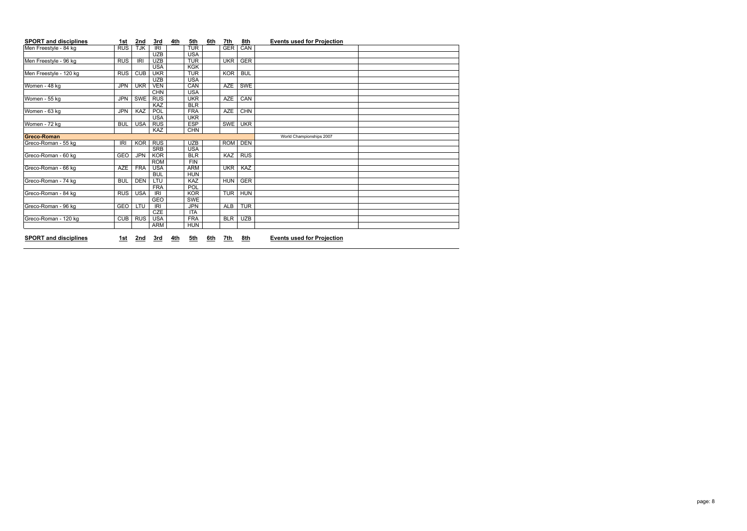| SPORT and disciplines | 1st | 2nd | 3rd | 4th | 5th | 6th | 7th | 8th | Events used for Projection | |
|---|---|---|---|---|---|---|---|---|---|---|
| Men Freestyle - 84 kg | RUS | TJK | IRI | | TUR | | GER | CAN | | |
| | | | UZB | | USA | | | | | |
| Men Freestyle - 96 kg | RUS | IRI | UZB | | TUR | | UKR | GER | | |
| | | | USA | | KGK | | | | | |
| Men Freestyle - 120 kg | RUS | CUB | UKR | | TUR | | KOR | BUL | | |
| | | | UZB | | USA | | | | | |
| Women - 48 kg | JPN | UKR | VEN | | CAN | | AZE | SWE | | |
| | | | CHN | | USA | | | | | |
| Women - 55 kg | JPN | SWE | RUS | | UKR | | AZE | CAN | | |
| | | | KAZ | | BLR | | | | | |
| Women - 63 kg | JPN | KAZ | POL | | FRA | | AZE | CHN | | |
| | | | USA | | UKR | | | | | |
| Women - 72 kg | BUL | USA | RUS | | ESP | | SWE | UKR | | |
| | | | KAZ | | CHN | | | | | |
| **Greco-Roman** | | | | | | | | | World Championships 2007 | |
| Greco-Roman - 55 kg | IRI | KOR | RUS | | UZB | | ROM | DEN | | |
| | | | SRB | | USA | | | | | |
| Greco-Roman - 60 kg | GEO | JPN | KOR | | BLR | | KAZ | RUS | | |
| | | | ROM | | FIN | | | | | |
| Greco-Roman - 66 kg | AZE | FRA | USA | | ARM | | UKR | KAZ | | |
| | | | BUL | | HUN | | | | | |
| Greco-Roman - 74 kg | BUL | DEN | LTU | | KAZ | | HUN | GER | | |
| | | | FRA | | POL | | | | | |
| Greco-Roman - 84 kg | RUS | USA | IRI | | KOR | | TUR | HUN | | |
| | | | GEO | | SWE | | | | | |
| Greco-Roman - 96 kg | GEO | LTU | IRI | | JPN | | ALB | TUR | | |
| | | | CZE | | ITA | | | | | |
| Greco-Roman - 120 kg | CUB | RUS | USA | | FRA | | BLR | UZB | | |
| | | | ARM | | HUN | | | | | |
| **SPORT and disciplines** | **1st** | **2nd** | **3rd** | **4th** | **5th** | **6th** | **7th** | **8th** | **Events used for Projection** | |